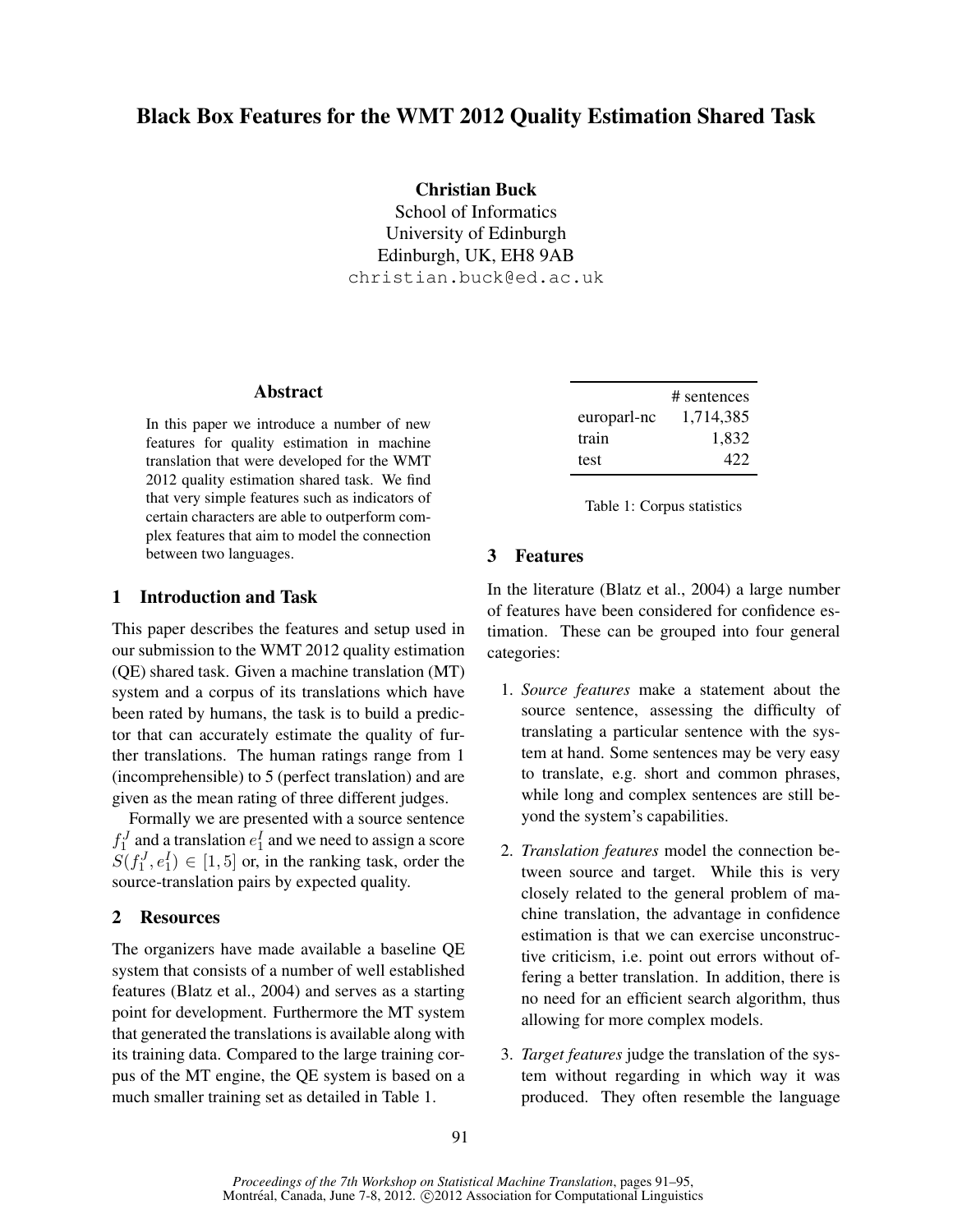# Black Box Features for the WMT 2012 Quality Estimation Shared Task

**Christian Buck**
School of Informatics
University of Edinburgh
Edinburgh, UK, EH8 9AB
christian.buck@ed.ac.uk

## Abstract

In this paper we introduce a number of new features for quality estimation in machine translation that were developed for the WMT 2012 quality estimation shared task. We find that very simple features such as indicators of certain characters are able to outperform complex features that aim to model the connection between two languages.

## 1 Introduction and Task

This paper describes the features and setup used in our submission to the WMT 2012 quality estimation (QE) shared task. Given a machine translation (MT) system and a corpus of its translations which have been rated by humans, the task is to build a predictor that can accurately estimate the quality of further translations. The human ratings range from 1 (incomprehensible) to 5 (perfect translation) and are given as the mean rating of three different judges.

Formally we are presented with a source sentence $f_1^J$ and a translation $e_1^I$ and we need to assign a score $S(f_1^J, e_1^I) \in [1, 5]$ or, in the ranking task, order the source-translation pairs by expected quality.

## 2 Resources

The organizers have made available a baseline QE system that consists of a number of well established features (Blatz et al., 2004) and serves as a starting point for development. Furthermore the MT system that generated the translations is available along with its training data. Compared to the large training corpus of the MT engine, the QE system is based on a much smaller training set as detailed in Table 1.

| | # sentences |
|---|---|
| europarl-nc | 1,714,385 |
| train | 1,832 |
| test | 422 |

Table 1: Corpus statistics

## 3 Features

In the literature (Blatz et al., 2004) a large number of features have been considered for confidence estimation. These can be grouped into four general categories:

1. *Source features* make a statement about the source sentence, assessing the difficulty of translating a particular sentence with the system at hand. Some sentences may be very easy to translate, e.g. short and common phrases, while long and complex sentences are still beyond the system's capabilities.
2. *Translation features* model the connection between source and target. While this is very closely related to the general problem of machine translation, the advantage in confidence estimation is that we can exercise unconstructive criticism, i.e. point out errors without offering a better translation. In addition, there is no need for an efficient search algorithm, thus allowing for more complex models.
3. *Target features* judge the translation of the system without regarding in which way it was produced. They often resemble the language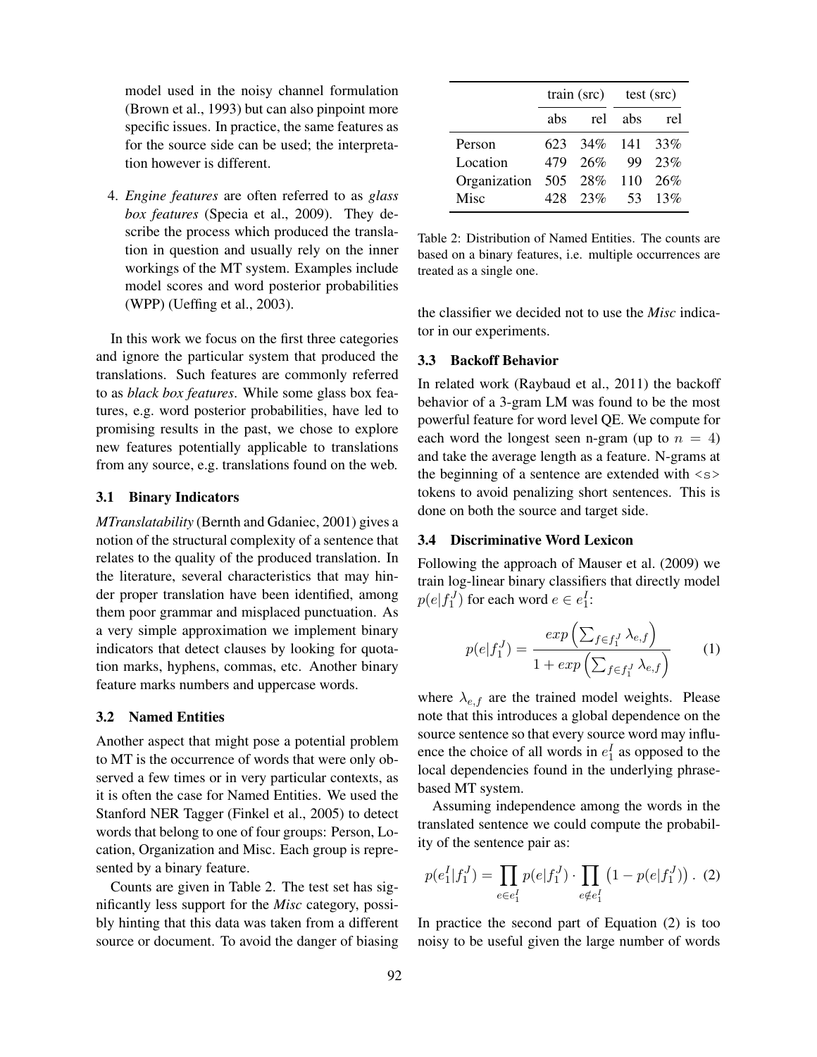model used in the noisy channel formulation (Brown et al., 1993) but can also pinpoint more specific issues. In practice, the same features as for the source side can be used; the interpretation however is different.

4. *Engine features* are often referred to as *glass box features* (Specia et al., 2009). They describe the process which produced the translation in question and usually rely on the inner workings of the MT system. Examples include model scores and word posterior probabilities (WPP) (Ueffing et al., 2003).

In this work we focus on the first three categories and ignore the particular system that produced the translations. Such features are commonly referred to as *black box features*. While some glass box features, e.g. word posterior probabilities, have led to promising results in the past, we chose to explore new features potentially applicable to translations from any source, e.g. translations found on the web.

### 3.1 Binary Indicators

*MTranslatability* (Bernth and Gdaniec, 2001) gives a notion of the structural complexity of a sentence that relates to the quality of the produced translation. In the literature, several characteristics that may hinder proper translation have been identified, among them poor grammar and misplaced punctuation. As a very simple approximation we implement binary indicators that detect clauses by looking for quotation marks, hyphens, commas, etc. Another binary feature marks numbers and uppercase words.

### 3.2 Named Entities

Another aspect that might pose a potential problem to MT is the occurrence of words that were only observed a few times or in very particular contexts, as it is often the case for Named Entities. We used the Stanford NER Tagger (Finkel et al., 2005) to detect words that belong to one of four groups: Person, Location, Organization and Misc. Each group is represented by a binary feature.

Counts are given in Table 2. The test set has significantly less support for the *Misc* category, possibly hinting that this data was taken from a different source or document. To avoid the danger of biasing the classifier we decided not to use the *Misc* indicator in our experiments.

| | train (src) | | test (src) | |
|---|---|---|---|---|
| | abs | rel | abs | rel |
| Person | 623 | 34% | 141 | 33% |
| Location | 479 | 26% | 99 | 23% |
| Organization | 505 | 28% | 110 | 26% |
| Misc | 428 | 23% | 53 | 13% |

Table 2: Distribution of Named Entities. The counts are based on a binary features, i.e. multiple occurrences are treated as a single one.

### 3.3 Backoff Behavior

In related work (Raybaud et al., 2011) the backoff behavior of a 3-gram LM was found to be the most powerful feature for word level QE. We compute for each word the longest seen n-gram (up to $n = 4$) and take the average length as a feature. N-grams at the beginning of a sentence are extended with <s> tokens to avoid penalizing short sentences. This is done on both the source and target side.

### 3.4 Discriminative Word Lexicon

Following the approach of Mauser et al. (2009) we train log-linear binary classifiers that directly model $p(e|f_1^J)$ for each word $e \in e_1^I$:

$$p(e|f_1^J) = \frac{exp\left(\sum_{f \in f_1^J} \lambda_{e,f}\right)}{1 + exp\left(\sum_{f \in f_1^J} \lambda_{e,f}\right)} \qquad (1)$$

where $\lambda_{e,f}$ are the trained model weights. Please note that this introduces a global dependence on the source sentence so that every source word may influence the choice of all words in $e_1^I$ as opposed to the local dependencies found in the underlying phrase-based MT system.

Assuming independence among the words in the translated sentence we could compute the probability of the sentence pair as:

$$p(e_1^I|f_1^J) = \prod_{e \in e_1^I} p(e|f_1^J) \cdot \prod_{e \notin e_1^I} \left(1 - p(e|f_1^J)\right). \quad (2)$$

In practice the second part of Equation (2) is too noisy to be useful given the large number of words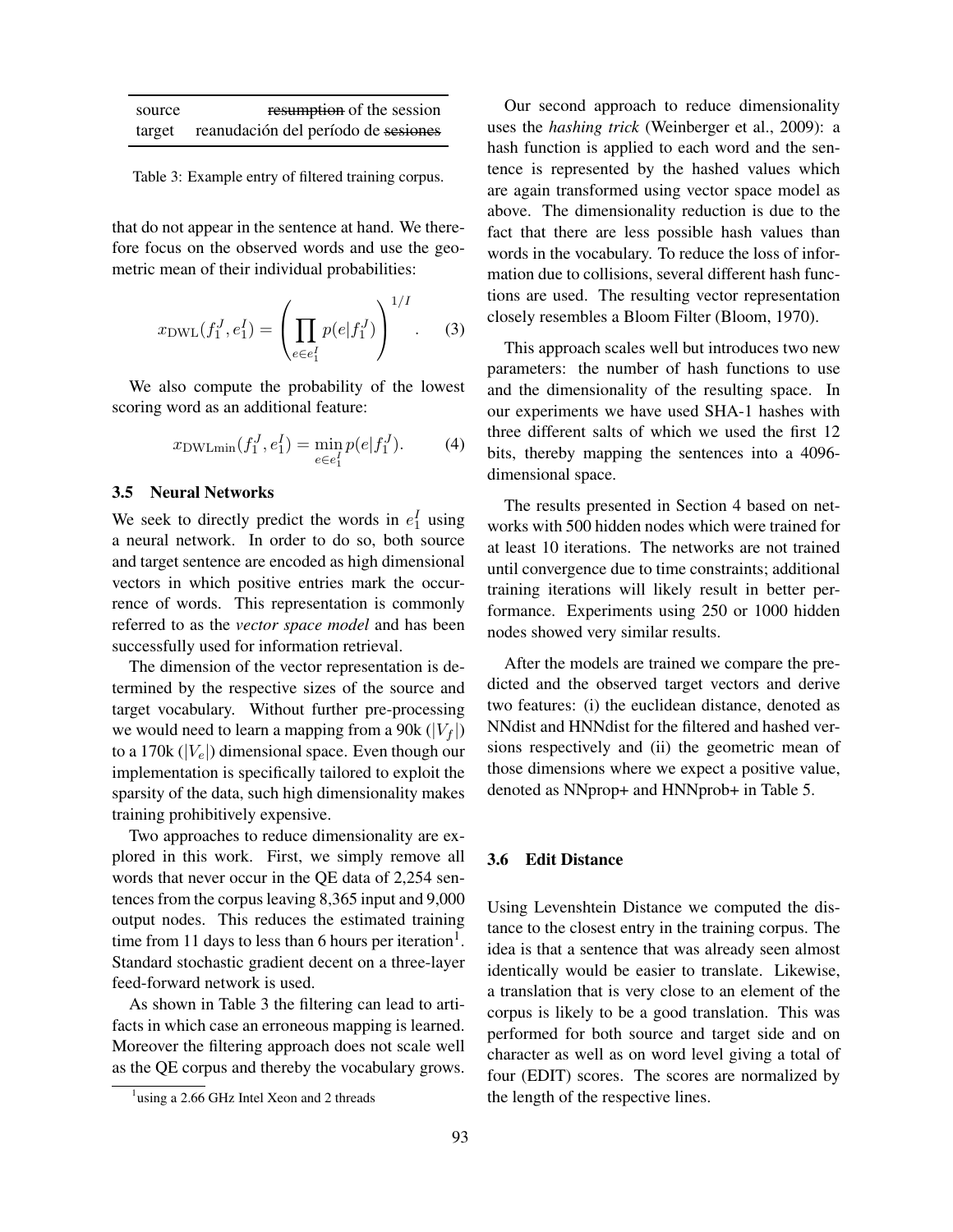| source | ~~resumption~~ of the session |
| --- | --- |
| target | reanudación del período de ~~sesiones~~ |

Table 3: Example entry of filtered training corpus.

that do not appear in the sentence at hand. We therefore focus on the observed words and use the geometric mean of their individual probabilities:

$$x_{\text{DWL}}(f_1^J, e_1^I) = \left( \prod_{e \in e_1^I} p(e|f_1^J) \right)^{1/I}. \tag{3}$$

We also compute the probability of the lowest scoring word as an additional feature:

$$x_{\text{DWLmin}}(f_1^J, e_1^I) = \min_{e \in e_1^I} p(e|f_1^J). \tag{4}$$

### 3.5 Neural Networks

We seek to directly predict the words in $e_1^I$ using a neural network. In order to do so, both source and target sentence are encoded as high dimensional vectors in which positive entries mark the occurrence of words. This representation is commonly referred to as the *vector space model* and has been successfully used for information retrieval.

The dimension of the vector representation is determined by the respective sizes of the source and target vocabulary. Without further pre-processing we would need to learn a mapping from a 90k ($|V_f|$) to a 170k ($|V_e|$) dimensional space. Even though our implementation is specifically tailored to exploit the sparsity of the data, such high dimensionality makes training prohibitively expensive.

Two approaches to reduce dimensionality are explored in this work. First, we simply remove all words that never occur in the QE data of 2,254 sentences from the corpus leaving 8,365 input and 9,000 output nodes. This reduces the estimated training time from 11 days to less than 6 hours per iteration[1]. Standard stochastic gradient decent on a three-layer feed-forward network is used.

As shown in Table 3 the filtering can lead to artifacts in which case an erroneous mapping is learned. Moreover the filtering approach does not scale well as the QE corpus and thereby the vocabulary grows.

[1] using a 2.66 GHz Intel Xeon and 2 threads

Our second approach to reduce dimensionality uses the *hashing trick* (Weinberger et al., 2009): a hash function is applied to each word and the sentence is represented by the hashed values which are again transformed using vector space model as above. The dimensionality reduction is due to the fact that there are less possible hash values than words in the vocabulary. To reduce the loss of information due to collisions, several different hash functions are used. The resulting vector representation closely resembles a Bloom Filter (Bloom, 1970).

This approach scales well but introduces two new parameters: the number of hash functions to use and the dimensionality of the resulting space. In our experiments we have used SHA-1 hashes with three different salts of which we used the first 12 bits, thereby mapping the sentences into a 4096-dimensional space.

The results presented in Section 4 based on networks with 500 hidden nodes which were trained for at least 10 iterations. The networks are not trained until convergence due to time constraints; additional training iterations will likely result in better performance. Experiments using 250 or 1000 hidden nodes showed very similar results.

After the models are trained we compare the predicted and the observed target vectors and derive two features: (i) the euclidean distance, denoted as NNdist and HNNdist for the filtered and hashed versions respectively and (ii) the geometric mean of those dimensions where we expect a positive value, denoted as NNprop+ and HNNprob+ in Table 5.

### 3.6 Edit Distance

Using Levenshtein Distance we computed the distance to the closest entry in the training corpus. The idea is that a sentence that was already seen almost identically would be easier to translate. Likewise, a translation that is very close to an element of the corpus is likely to be a good translation. This was performed for both source and target side and on character as well as on word level giving a total of four (EDIT) scores. The scores are normalized by the length of the respective lines.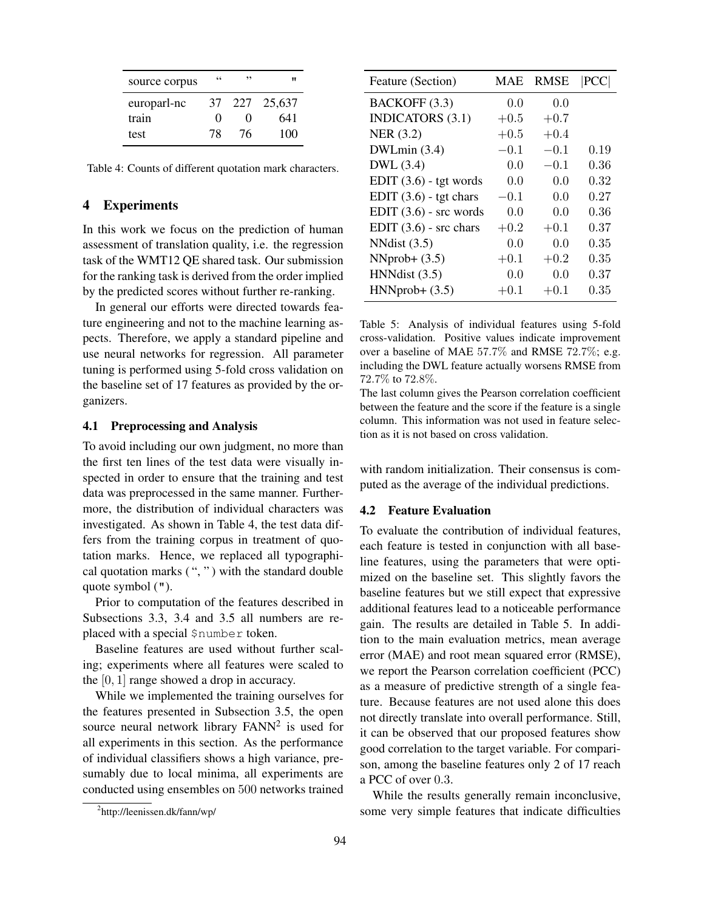| source corpus | “ | ” | " |
|---|---|---|---|
| europarl-nc | 37 | 227 | 25,637 |
| train | 0 | 0 | 641 |
| test | 78 | 76 | 100 |

Table 4: Counts of different quotation mark characters.

## 4 Experiments

In this work we focus on the prediction of human assessment of translation quality, i.e. the regression task of the WMT12 QE shared task. Our submission for the ranking task is derived from the order implied by the predicted scores without further re-ranking.

In general our efforts were directed towards feature engineering and not to the machine learning aspects. Therefore, we apply a standard pipeline and use neural networks for regression. All parameter tuning is performed using 5-fold cross validation on the baseline set of 17 features as provided by the organizers.

### 4.1 Preprocessing and Analysis

To avoid including our own judgment, no more than the first ten lines of the test data were visually inspected in order to ensure that the training and test data was preprocessed in the same manner. Furthermore, the distribution of individual characters was investigated. As shown in Table 4, the test data differs from the training corpus in treatment of quotation marks. Hence, we replaced all typographical quotation marks ( “, ” ) with the standard double quote symbol (").

Prior to computation of the features described in Subsections 3.3, 3.4 and 3.5 all numbers are replaced with a special `$number` token.

Baseline features are used without further scaling; experiments where all features were scaled to the $[0, 1]$ range showed a drop in accuracy.

While we implemented the training ourselves for the features presented in Subsection 3.5, the open source neural network library FANN[2] is used for all experiments in this section. As the performance of individual classifiers shows a high variance, presumably due to local minima, all experiments are conducted using ensembles on 500 networks trained with random initialization. Their consensus is computed as the average of the individual predictions.

[2] http://leenissen.dk/fann/wp/

| Feature (Section) | MAE | RMSE | \|PCC\| |
|---|---|---|---|
| BACKOFF (3.3) | 0.0 | 0.0 | |
| INDICATORS (3.1) | +0.5 | +0.7 | |
| NER (3.2) | +0.5 | +0.4 | |
| DWLmin (3.4) | −0.1 | −0.1 | 0.19 |
| DWL (3.4) | 0.0 | −0.1 | 0.36 |
| EDIT (3.6) - tgt words | 0.0 | 0.0 | 0.32 |
| EDIT (3.6) - tgt chars | −0.1 | 0.0 | 0.27 |
| EDIT (3.6) - src words | 0.0 | 0.0 | 0.36 |
| EDIT (3.6) - src chars | +0.2 | +0.1 | 0.37 |
| NNdist (3.5) | 0.0 | 0.0 | 0.35 |
| NNprob+ (3.5) | +0.1 | +0.2 | 0.35 |
| HNNdist (3.5) | 0.0 | 0.0 | 0.37 |
| HNNprob+ (3.5) | +0.1 | +0.1 | 0.35 |

Table 5: Analysis of individual features using 5-fold cross-validation. Positive values indicate improvement over a baseline of MAE 57.7% and RMSE 72.7%; e.g. including the DWL feature actually worsens RMSE from 72.7% to 72.8%.
The last column gives the Pearson correlation coefficient between the feature and the score if the feature is a single column. This information was not used in feature selection as it is not based on cross validation.

### 4.2 Feature Evaluation

To evaluate the contribution of individual features, each feature is tested in conjunction with all baseline features, using the parameters that were optimized on the baseline set. This slightly favors the baseline features but we still expect that expressive additional features lead to a noticeable performance gain. The results are detailed in Table 5. In addition to the main evaluation metrics, mean average error (MAE) and root mean squared error (RMSE), we report the Pearson correlation coefficient (PCC) as a measure of predictive strength of a single feature. Because features are not used alone this does not directly translate into overall performance. Still, it can be observed that our proposed features show good correlation to the target variable. For comparison, among the baseline features only 2 of 17 reach a PCC of over 0.3.

While the results generally remain inconclusive, some very simple features that indicate difficulties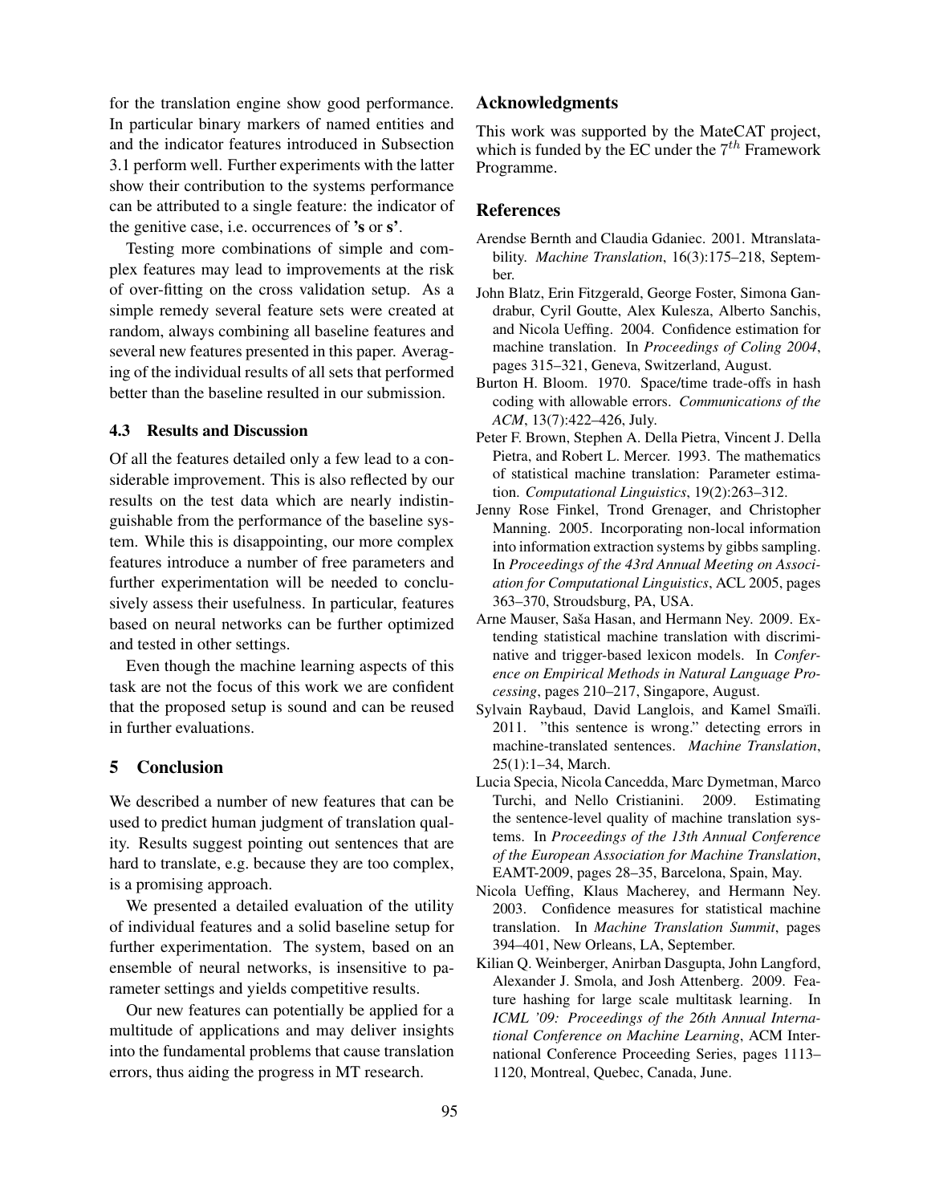for the translation engine show good performance. In particular binary markers of named entities and and the indicator features introduced in Subsection 3.1 perform well. Further experiments with the latter show their contribution to the systems performance can be attributed to a single feature: the indicator of the genitive case, i.e. occurrences of **'s** or **s'**.

Testing more combinations of simple and complex features may lead to improvements at the risk of over-fitting on the cross validation setup. As a simple remedy several feature sets were created at random, always combining all baseline features and several new features presented in this paper. Averaging of the individual results of all sets that performed better than the baseline resulted in our submission.

### 4.3 Results and Discussion

Of all the features detailed only a few lead to a considerable improvement. This is also reflected by our results on the test data which are nearly indistinguishable from the performance of the baseline system. While this is disappointing, our more complex features introduce a number of free parameters and further experimentation will be needed to conclusively assess their usefulness. In particular, features based on neural networks can be further optimized and tested in other settings.

Even though the machine learning aspects of this task are not the focus of this work we are confident that the proposed setup is sound and can be reused in further evaluations.

## 5 Conclusion

We described a number of new features that can be used to predict human judgment of translation quality. Results suggest pointing out sentences that are hard to translate, e.g. because they are too complex, is a promising approach.

We presented a detailed evaluation of the utility of individual features and a solid baseline setup for further experimentation. The system, based on an ensemble of neural networks, is insensitive to parameter settings and yields competitive results.

Our new features can potentially be applied for a multitude of applications and may deliver insights into the fundamental problems that cause translation errors, thus aiding the progress in MT research.

## Acknowledgments

This work was supported by the MateCAT project, which is funded by the EC under the $7^{th}$ Framework Programme.

## References

Arendse Bernth and Claudia Gdaniec. 2001. Mtranslatability. *Machine Translation*, 16(3):175–218, September.

John Blatz, Erin Fitzgerald, George Foster, Simona Gandrabur, Cyril Goutte, Alex Kulesza, Alberto Sanchis, and Nicola Ueffing. 2004. Confidence estimation for machine translation. In *Proceedings of Coling 2004*, pages 315–321, Geneva, Switzerland, August.

Burton H. Bloom. 1970. Space/time trade-offs in hash coding with allowable errors. *Communications of the ACM*, 13(7):422–426, July.

Peter F. Brown, Stephen A. Della Pietra, Vincent J. Della Pietra, and Robert L. Mercer. 1993. The mathematics of statistical machine translation: Parameter estimation. *Computational Linguistics*, 19(2):263–312.

Jenny Rose Finkel, Trond Grenager, and Christopher Manning. 2005. Incorporating non-local information into information extraction systems by gibbs sampling. In *Proceedings of the 43rd Annual Meeting on Association for Computational Linguistics*, ACL 2005, pages 363–370, Stroudsburg, PA, USA.

Arne Mauser, Saša Hasan, and Hermann Ney. 2009. Extending statistical machine translation with discriminative and trigger-based lexicon models. In *Conference on Empirical Methods in Natural Language Processing*, pages 210–217, Singapore, August.

Sylvain Raybaud, David Langlois, and Kamel Smaïli. 2011. "this sentence is wrong." detecting errors in machine-translated sentences. *Machine Translation*, 25(1):1–34, March.

Lucia Specia, Nicola Cancedda, Marc Dymetman, Marco Turchi, and Nello Cristianini. 2009. Estimating the sentence-level quality of machine translation systems. In *Proceedings of the 13th Annual Conference of the European Association for Machine Translation*, EAMT-2009, pages 28–35, Barcelona, Spain, May.

Nicola Ueffing, Klaus Macherey, and Hermann Ney. 2003. Confidence measures for statistical machine translation. In *Machine Translation Summit*, pages 394–401, New Orleans, LA, September.

Kilian Q. Weinberger, Anirban Dasgupta, John Langford, Alexander J. Smola, and Josh Attenberg. 2009. Feature hashing for large scale multitask learning. In *ICML '09: Proceedings of the 26th Annual International Conference on Machine Learning*, ACM International Conference Proceeding Series, pages 1113–1120, Montreal, Quebec, Canada, June.